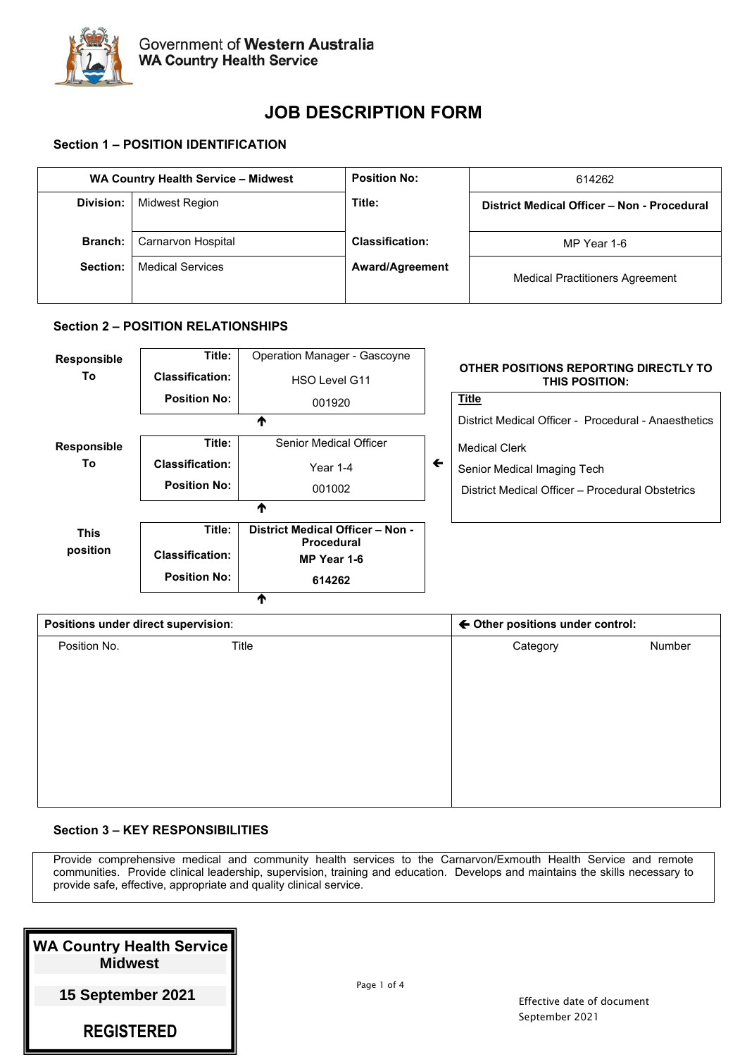Government of Western Australia
WA Country Health Service

# JOB DESCRIPTION FORM

## Section 1 – POSITION IDENTIFICATION

| WA Country Health Service – Midwest | | Position No: | 614262 |
|---|---|---|---|
| **Division:** | Midwest Region | **Title:** | **District Medical Officer – Non - Procedural** |
| **Branch:** | Carnarvon Hospital | **Classification:** | MP Year 1-6 |
| **Section:** | Medical Services | **Award/Agreement** | Medical Practitioners Agreement |

## Section 2 – POSITION RELATIONSHIPS

**Responsible To**

| | |
|---|---|
| **Title:** | Operation Manager - Gascoyne |
| **Classification:** | HSO Level G11 |
| **Position No:** | 001920 |

↑

**Responsible To**

| | |
|---|---|
| **Title:** | Senior Medical Officer |
| **Classification:** | Year 1-4 |
| **Position No:** | 001002 |

↑

**This position**

| | |
|---|---|
| **Title:** | **District Medical Officer – Non - Procedural** |
| **Classification:** | **MP Year 1-6** |
| **Position No:** | **614262** |

↑

**OTHER POSITIONS REPORTING DIRECTLY TO THIS POSITION:**

**Title**

- District Medical Officer - Procedural - Anaesthetics
- Medical Clerk
- Senior Medical Imaging Tech
- District Medical Officer – Procedural Obstetrics

| **Positions under direct supervision**: | | **← Other positions under control:** | |
|---|---|---|---|
| Position No. | Title | Category | Number |
| | | | |

## Section 3 – KEY RESPONSIBILITIES

Provide comprehensive medical and community health services to the Carnarvon/Exmouth Health Service and remote communities. Provide clinical leadership, supervision, training and education. Develops and maintains the skills necessary to provide safe, effective, appropriate and quality clinical service.

**WA Country Health Service Midwest**
**15 September 2021**
**REGISTERED**

Effective date of document
September 2021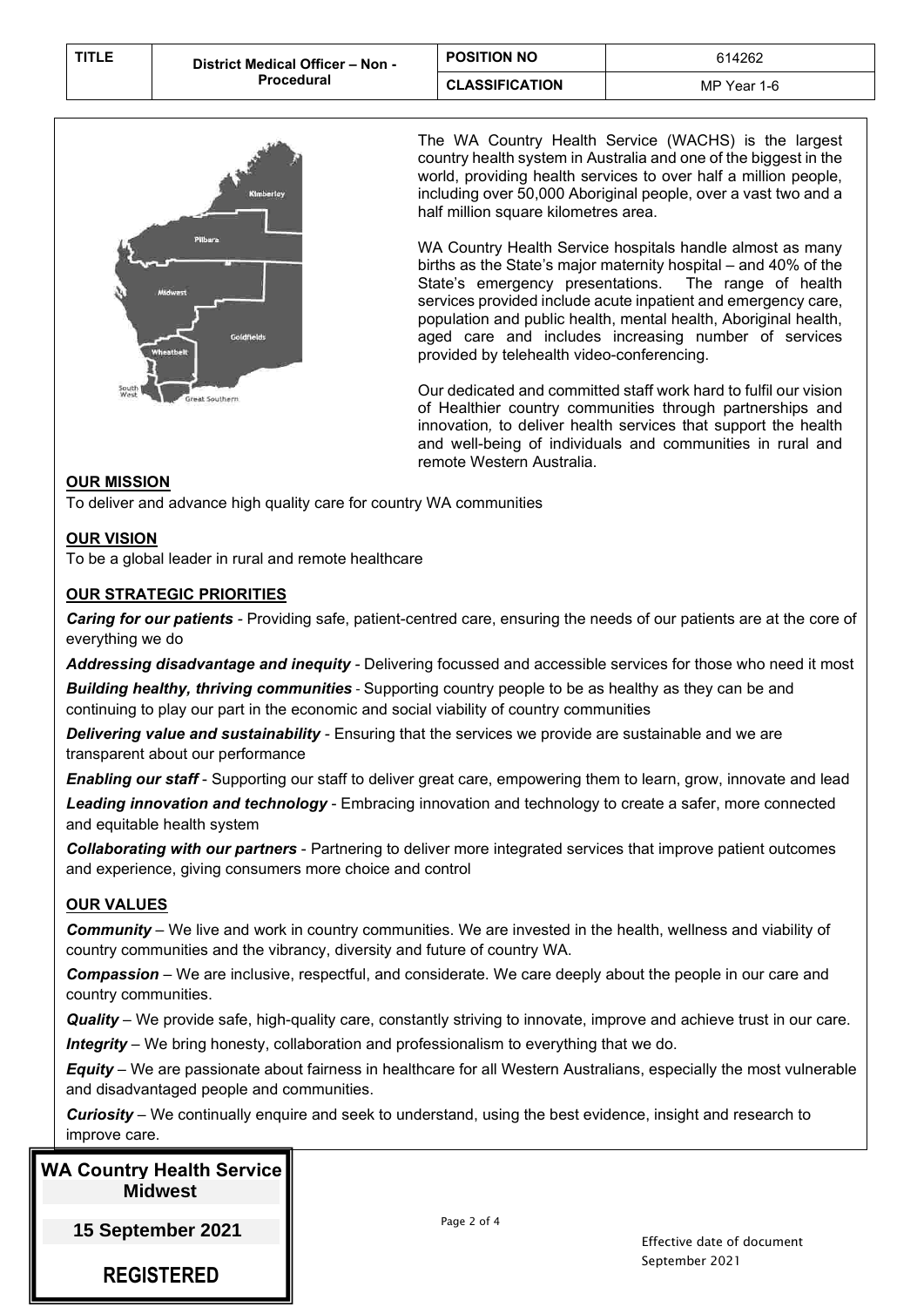| TITLE | District Medical Officer – Non - Procedural | POSITION NO | 614262 |
| --- | --- | --- | --- |
| | | CLASSIFICATION | MP Year 1-6 |

The WA Country Health Service (WACHS) is the largest country health system in Australia and one of the biggest in the world, providing health services to over half a million people, including over 50,000 Aboriginal people, over a vast two and a half million square kilometres area.

WA Country Health Service hospitals handle almost as many births as the State's major maternity hospital – and 40% of the State's emergency presentations. The range of health services provided include acute inpatient and emergency care, population and public health, mental health, Aboriginal health, aged care and includes increasing number of services provided by telehealth video-conferencing.

Our dedicated and committed staff work hard to fulfil our vision of Healthier country communities through partnerships and innovation, to deliver health services that support the health and well-being of individuals and communities in rural and remote Western Australia.

## OUR MISSION

To deliver and advance high quality care for country WA communities

## OUR VISION

To be a global leader in rural and remote healthcare

## OUR STRATEGIC PRIORITIES

***Caring for our patients*** - Providing safe, patient-centred care, ensuring the needs of our patients are at the core of everything we do

***Addressing disadvantage and inequity*** - Delivering focussed and accessible services for those who need it most

***Building healthy, thriving communities*** - Supporting country people to be as healthy as they can be and continuing to play our part in the economic and social viability of country communities

***Delivering value and sustainability*** - Ensuring that the services we provide are sustainable and we are transparent about our performance

***Enabling our staff*** - Supporting our staff to deliver great care, empowering them to learn, grow, innovate and lead

***Leading innovation and technology*** - Embracing innovation and technology to create a safer, more connected and equitable health system

***Collaborating with our partners*** - Partnering to deliver more integrated services that improve patient outcomes and experience, giving consumers more choice and control

## OUR VALUES

***Community*** – We live and work in country communities. We are invested in the health, wellness and viability of country communities and the vibrancy, diversity and future of country WA.

***Compassion*** – We are inclusive, respectful, and considerate. We care deeply about the people in our care and country communities.

***Quality*** – We provide safe, high-quality care, constantly striving to innovate, improve and achieve trust in our care.

***Integrity*** – We bring honesty, collaboration and professionalism to everything that we do.

***Equity*** – We are passionate about fairness in healthcare for all Western Australians, especially the most vulnerable and disadvantaged people and communities.

***Curiosity*** – We continually enquire and seek to understand, using the best evidence, insight and research to improve care.

**WA Country Health Service Midwest**

**15 September 2021**

**REGISTERED**

Effective date of document September 2021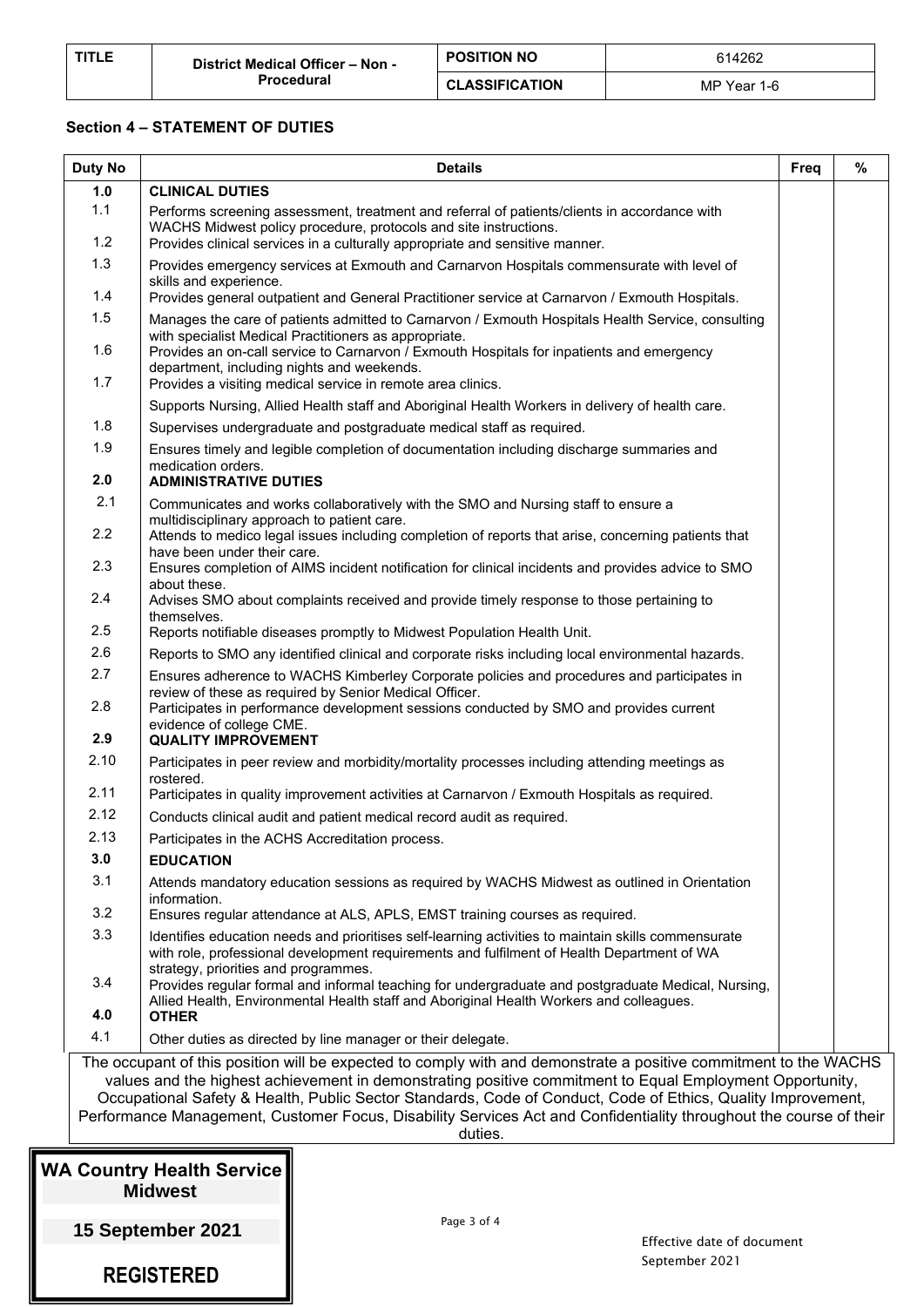| TITLE | District Medical Officer – Non - Procedural | POSITION NO | 614262 |
|---|---|---|---|
| | | CLASSIFICATION | MP Year 1-6 |

## Section 4 – STATEMENT OF DUTIES

| Duty No | Details | Freq | % |
|---|---|---|---|
| **1.0** | **CLINICAL DUTIES** | | |
| 1.1 | Performs screening assessment, treatment and referral of patients/clients in accordance with WACHS Midwest policy procedure, protocols and site instructions. | | |
| 1.2 | Provides clinical services in a culturally appropriate and sensitive manner. | | |
| 1.3 | Provides emergency services at Exmouth and Carnarvon Hospitals commensurate with level of skills and experience. | | |
| 1.4 | Provides general outpatient and General Practitioner service at Carnarvon / Exmouth Hospitals. | | |
| 1.5 | Manages the care of patients admitted to Carnarvon / Exmouth Hospitals Health Service, consulting with specialist Medical Practitioners as appropriate. | | |
| 1.6 | Provides an on-call service to Carnarvon / Exmouth Hospitals for inpatients and emergency department, including nights and weekends. | | |
| 1.7 | Provides a visiting medical service in remote area clinics. | | |
| | Supports Nursing, Allied Health staff and Aboriginal Health Workers in delivery of health care. | | |
| 1.8 | Supervises undergraduate and postgraduate medical staff as required. | | |
| 1.9 | Ensures timely and legible completion of documentation including discharge summaries and medication orders. | | |
| **2.0** | **ADMINISTRATIVE DUTIES** | | |
| 2.1 | Communicates and works collaboratively with the SMO and Nursing staff to ensure a multidisciplinary approach to patient care. | | |
| 2.2 | Attends to medico legal issues including completion of reports that arise, concerning patients that have been under their care. | | |
| 2.3 | Ensures completion of AIMS incident notification for clinical incidents and provides advice to SMO about these. | | |
| 2.4 | Advises SMO about complaints received and provide timely response to those pertaining to themselves. | | |
| 2.5 | Reports notifiable diseases promptly to Midwest Population Health Unit. | | |
| 2.6 | Reports to SMO any identified clinical and corporate risks including local environmental hazards. | | |
| 2.7 | Ensures adherence to WACHS Kimberley Corporate policies and procedures and participates in review of these as required by Senior Medical Officer. | | |
| 2.8 | Participates in performance development sessions conducted by SMO and provides current evidence of college CME. | | |
| **2.9** | **QUALITY IMPROVEMENT** | | |
| 2.10 | Participates in peer review and morbidity/mortality processes including attending meetings as rostered. | | |
| 2.11 | Participates in quality improvement activities at Carnarvon / Exmouth Hospitals as required. | | |
| 2.12 | Conducts clinical audit and patient medical record audit as required. | | |
| 2.13 | Participates in the ACHS Accreditation process. | | |
| **3.0** | **EDUCATION** | | |
| 3.1 | Attends mandatory education sessions as required by WACHS Midwest as outlined in Orientation information. | | |
| 3.2 | Ensures regular attendance at ALS, APLS, EMST training courses as required. | | |
| 3.3 | Identifies education needs and prioritises self-learning activities to maintain skills commensurate with role, professional development requirements and fulfilment of Health Department of WA strategy, priorities and programmes. | | |
| 3.4 | Provides regular formal and informal teaching for undergraduate and postgraduate Medical, Nursing, Allied Health, Environmental Health staff and Aboriginal Health Workers and colleagues. | | |
| **4.0** | **OTHER** | | |
| 4.1 | Other duties as directed by line manager or their delegate. | | |

The occupant of this position will be expected to comply with and demonstrate a positive commitment to the WACHS values and the highest achievement in demonstrating positive commitment to Equal Employment Opportunity, Occupational Safety & Health, Public Sector Standards, Code of Conduct, Code of Ethics, Quality Improvement, Performance Management, Customer Focus, Disability Services Act and Confidentiality throughout the course of their duties.

**WA Country Health Service Midwest**

**15 September 2021**

**REGISTERED**

Effective date of document September 2021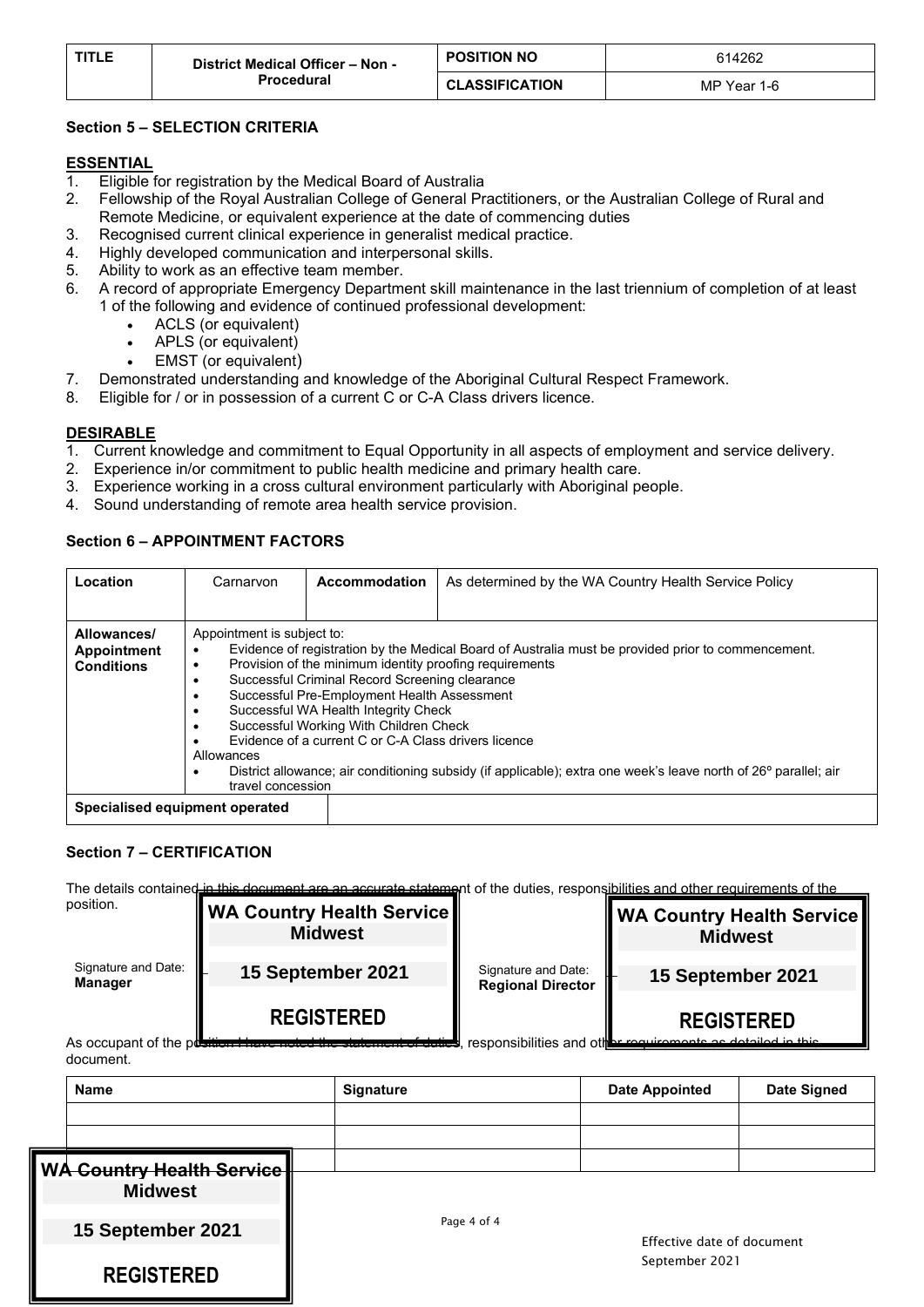| TITLE | District Medical Officer – Non - Procedural | POSITION NO | 614262 |
|---|---|---|---|
| | | CLASSIFICATION | MP Year 1-6 |

### Section 5 – SELECTION CRITERIA

**ESSENTIAL**

1. Eligible for registration by the Medical Board of Australia
2. Fellowship of the Royal Australian College of General Practitioners, or the Australian College of Rural and Remote Medicine, or equivalent experience at the date of commencing duties
3. Recognised current clinical experience in generalist medical practice.
4. Highly developed communication and interpersonal skills.
5. Ability to work as an effective team member.
6. A record of appropriate Emergency Department skill maintenance in the last triennium of completion of at least 1 of the following and evidence of continued professional development:
   - ACLS (or equivalent)
   - APLS (or equivalent)
   - EMST (or equivalent)
7. Demonstrated understanding and knowledge of the Aboriginal Cultural Respect Framework.
8. Eligible for / or in possession of a current C or C-A Class drivers licence.

**DESIRABLE**

1. Current knowledge and commitment to Equal Opportunity in all aspects of employment and service delivery.
2. Experience in/or commitment to public health medicine and primary health care.
3. Experience working in a cross cultural environment particularly with Aboriginal people.
4. Sound understanding of remote area health service provision.

### Section 6 – APPOINTMENT FACTORS

| Location | Carnarvon | Accommodation | As determined by the WA Country Health Service Policy |
|---|---|---|---|
| Allowances/ Appointment Conditions | Appointment is subject to:<br>• Evidence of registration by the Medical Board of Australia must be provided prior to commencement.<br>• Provision of the minimum identity proofing requirements<br>• Successful Criminal Record Screening clearance<br>• Successful Pre-Employment Health Assessment<br>• Successful WA Health Integrity Check<br>• Successful Working With Children Check<br>• Evidence of a current C or C-A Class drivers licence<br>Allowances<br>• District allowance; air conditioning subsidy (if applicable); extra one week's leave north of 26º parallel; air travel concession | | |
| Specialised equipment operated | | | |

### Section 7 – CERTIFICATION

The details contained in this document are an accurate statement of the duties, responsibilities and other requirements of the position.

WA Country Health Service Midwest
15 September 2021
REGISTERED

Signature and Date: **Manager**

Signature and Date: **Regional Director**

WA Country Health Service Midwest
15 September 2021
REGISTERED

As occupant of the position I have noted the statement of duties, responsibilities and other requirements as detailed in this document.

| Name | Signature | Date Appointed | Date Signed |
|---|---|---|---|
| | | | |
| | | | |
| | | | |

WA Country Health Service Midwest
15 September 2021
REGISTERED

Effective date of document
September 2021